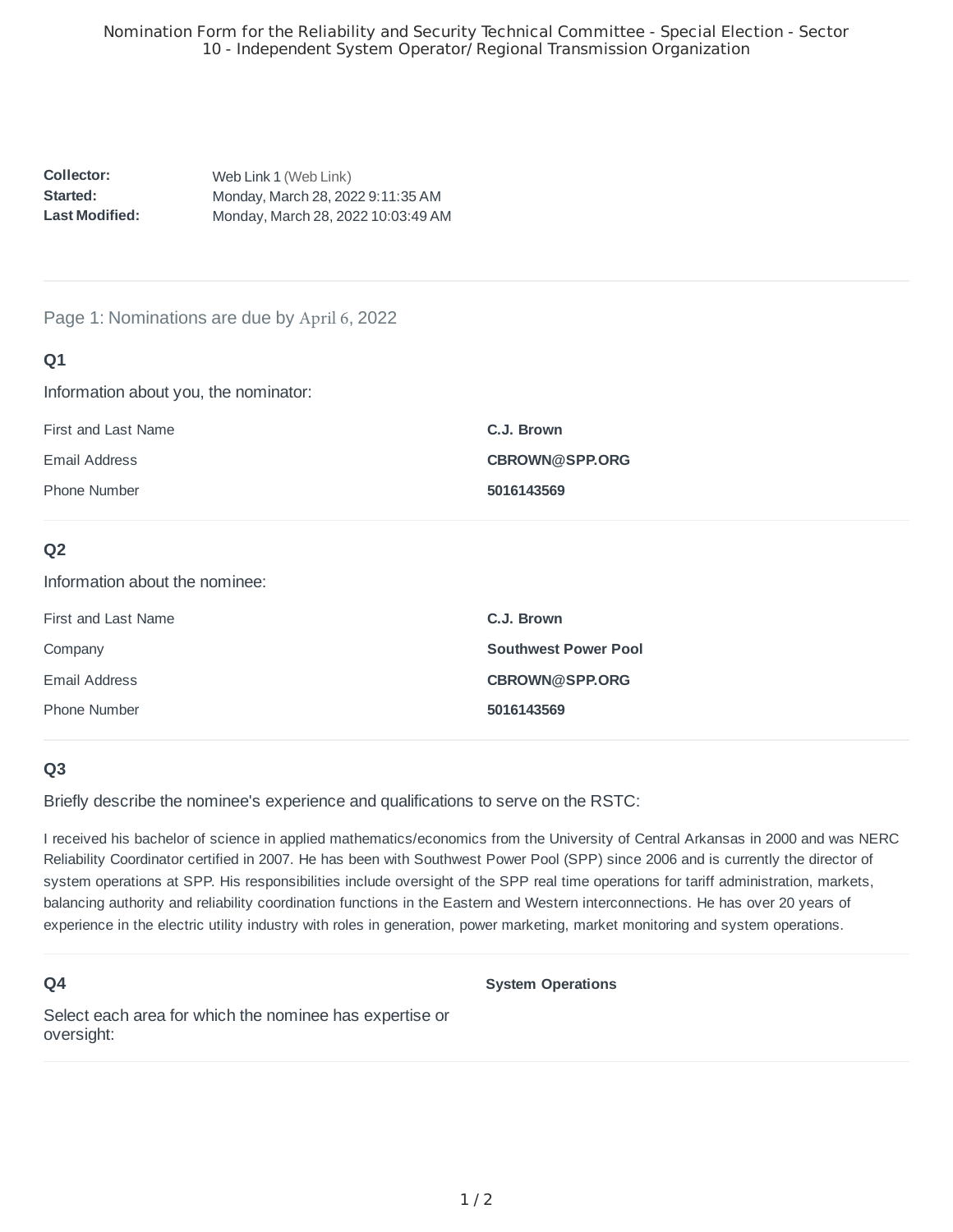# Nomination Form for the Reliability and Security Technical Committee - Special Election - Sector 10 - Independent System Operator/ Regional Transmission Organization

| | |
|---|---|
| **Collector:** | Web Link 1 (Web Link) |
| **Started:** | Monday, March 28, 2022 9:11:35 AM |
| **Last Modified:** | Monday, March 28, 2022 10:03:49 AM |

---

Page 1: Nominations are due by April 6, 2022

### Q1

Information about you, the nominator:

| | |
|---|---|
| First and Last Name | **C.J. Brown** |
| Email Address | **CBROWN@SPP.ORG** |
| Phone Number | **5016143569** |

### Q2

Information about the nominee:

| | |
|---|---|
| First and Last Name | **C.J. Brown** |
| Company | **Southwest Power Pool** |
| Email Address | **CBROWN@SPP.ORG** |
| Phone Number | **5016143569** |

### Q3

Briefly describe the nominee's experience and qualifications to serve on the RSTC:

I received his bachelor of science in applied mathematics/economics from the University of Central Arkansas in 2000 and was NERC Reliability Coordinator certified in 2007. He has been with Southwest Power Pool (SPP) since 2006 and is currently the director of system operations at SPP. His responsibilities include oversight of the SPP real time operations for tariff administration, markets, balancing authority and reliability coordination functions in the Eastern and Western interconnections. He has over 20 years of experience in the electric utility industry with roles in generation, power marketing, market monitoring and system operations.

### Q4

Select each area for which the nominee has expertise or oversight:

**System Operations**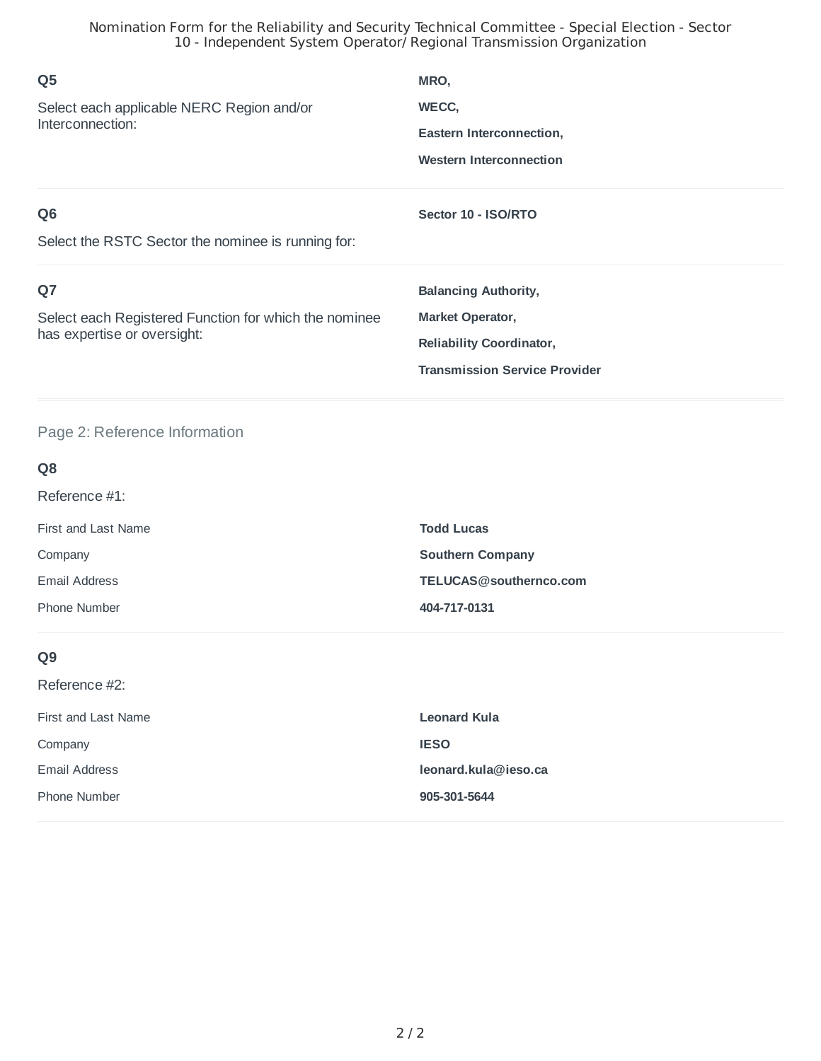**Q5**

Select each applicable NERC Region and/or Interconnection:

**MRO,**

**WECC,**

**Eastern Interconnection,**

**Western Interconnection**

---

**Q6**

Select the RSTC Sector the nominee is running for:

**Sector 10 - ISO/RTO**

---

**Q7**

Select each Registered Function for which the nominee has expertise or oversight:

**Balancing Authority,**

**Market Operator,**

**Reliability Coordinator,**

**Transmission Service Provider**

---

## Page 2: Reference Information

**Q8**

Reference #1:

| | |
|---|---|
| First and Last Name | **Todd Lucas** |
| Company | **Southern Company** |
| Email Address | **TELUCAS@southernco.com** |
| Phone Number | **404-717-0131** |

---

**Q9**

Reference #2:

| | |
|---|---|
| First and Last Name | **Leonard Kula** |
| Company | **IESO** |
| Email Address | **leonard.kula@ieso.ca** |
| Phone Number | **905-301-5644** |